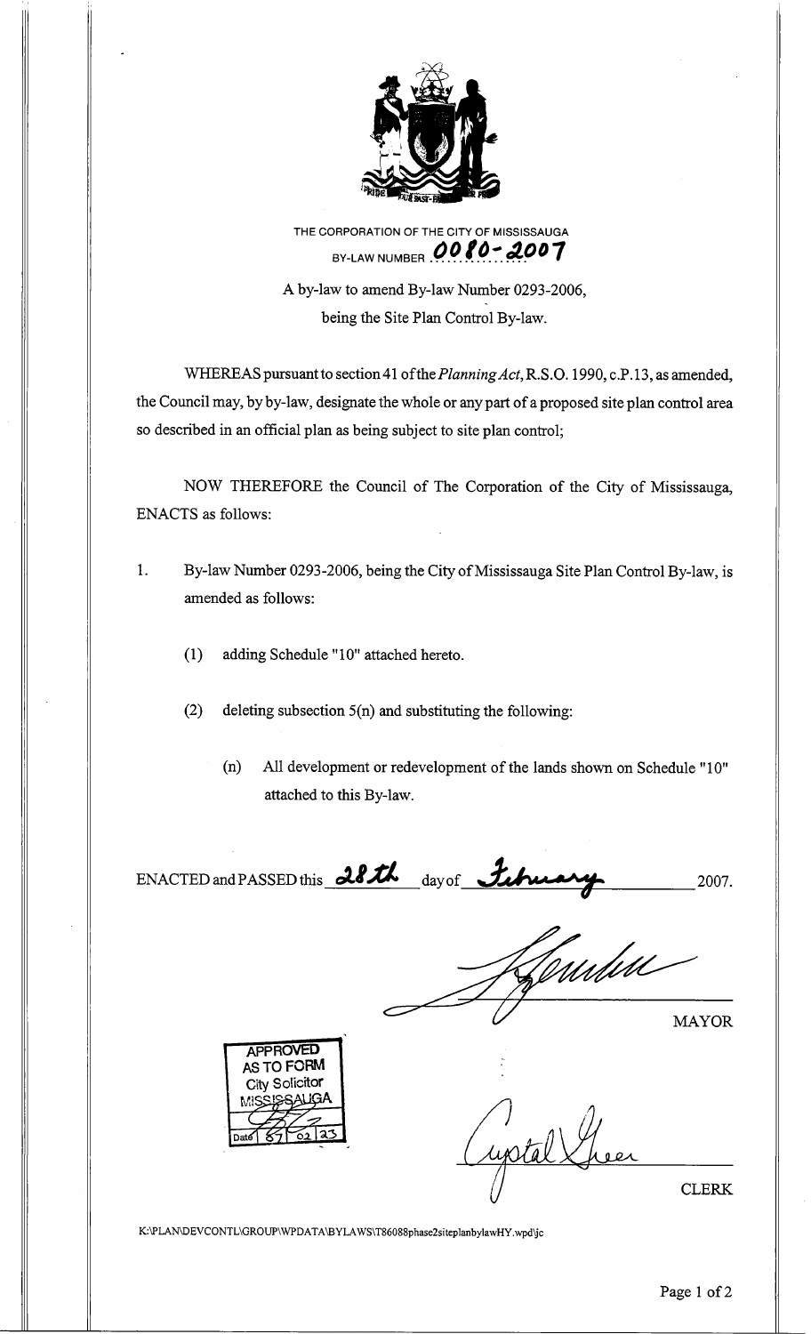THE CORPORATION OF THE CITY OF MISSISSAUGA

BY-LAW NUMBER 0080-2007

A by-law to amend By-law Number 0293-2006, being the Site Plan Control By-law.

WHEREAS pursuant to section 41 of the *Planning Act*, R.S.O. 1990, c.P.13, as amended, the Council may, by by-law, designate the whole or any part of a proposed site plan control area so described in an official plan as being subject to site plan control;

NOW THEREFORE the Council of The Corporation of the City of Mississauga, ENACTS as follows:

1. By-law Number 0293-2006, being the City of Mississauga Site Plan Control By-law, is amended as follows:

   (1) adding Schedule "10" attached hereto.

   (2) deleting subsection 5(n) and substituting the following:

      (n) All development or redevelopment of the lands shown on Schedule "10" attached to this By-law.

ENACTED and PASSED this 28th day of February 2007.

MAYOR

APPROVED AS TO FORM City Solicitor MISSISSAUGA Date 07 02 23

CLERK

K:\PLAN\DEVCONTL\GROUP\WPDATA\BYLAWS\T86088phase2siteplanbylawHY.wpd\jc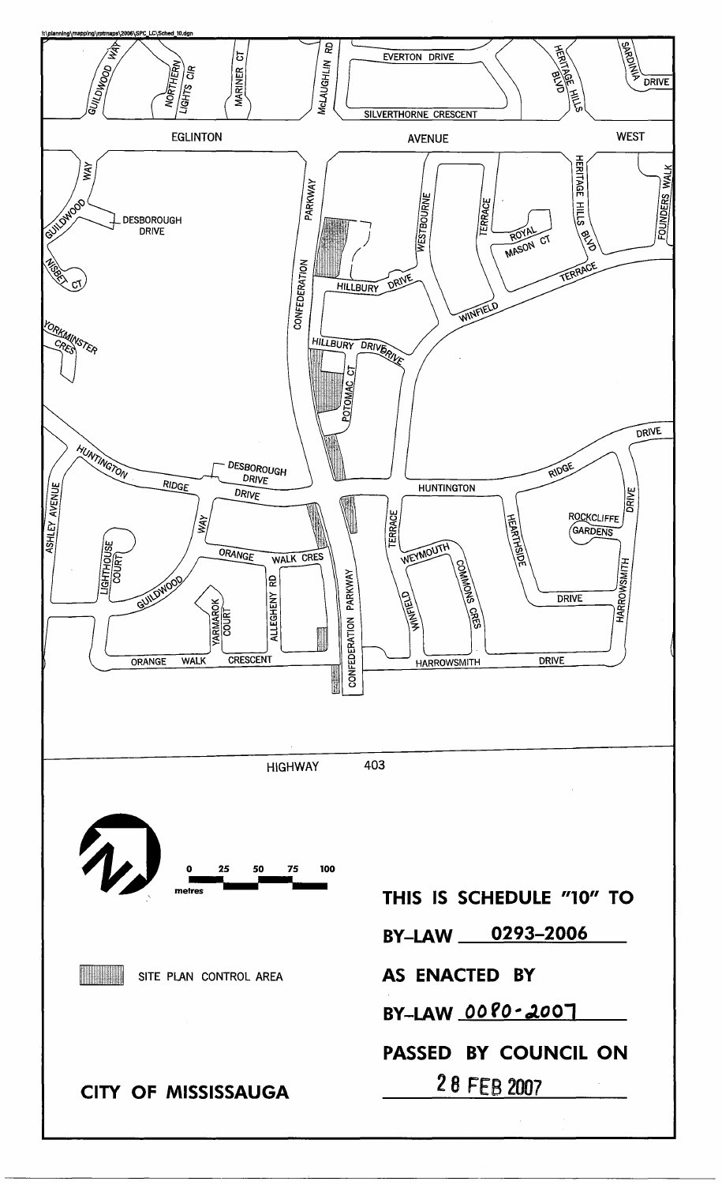I:\planning\mapping\rptmaps\2006\SPC_LC\Sched_10.dgn

EGLINTON AVENUE WEST

HIGHWAY 403

0 25 50 75 100
metres

SITE PLAN CONTROL AREA

**THIS IS SCHEDULE "10" TO**

**BY-LAW 0293-2006**

**AS ENACTED BY**

**BY-LAW 0080-2007**

**PASSED BY COUNCIL ON**

**28 FEB 2007**

**CITY OF MISSISSAUGA**